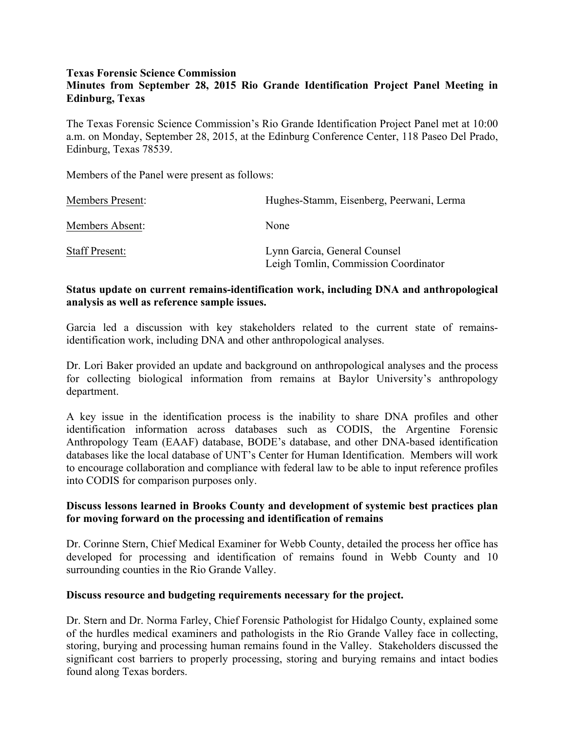**Texas Forensic Science Commission**
**Minutes from September 28, 2015 Rio Grande Identification Project Panel Meeting in Edinburg, Texas**

The Texas Forensic Science Commission's Rio Grande Identification Project Panel met at 10:00 a.m. on Monday, September 28, 2015, at the Edinburg Conference Center, 118 Paseo Del Prado, Edinburg, Texas 78539.

Members of the Panel were present as follows:

| | |
|---|---|
| Members Present: | Hughes-Stamm, Eisenberg, Peerwani, Lerma |
| Members Absent: | None |
| Staff Present: | Lynn Garcia, General Counsel<br>Leigh Tomlin, Commission Coordinator |

**Status update on current remains-identification work, including DNA and anthropological analysis as well as reference sample issues.**

Garcia led a discussion with key stakeholders related to the current state of remains-identification work, including DNA and other anthropological analyses.

Dr. Lori Baker provided an update and background on anthropological analyses and the process for collecting biological information from remains at Baylor University's anthropology department.

A key issue in the identification process is the inability to share DNA profiles and other identification information across databases such as CODIS, the Argentine Forensic Anthropology Team (EAAF) database, BODE's database, and other DNA-based identification databases like the local database of UNT's Center for Human Identification. Members will work to encourage collaboration and compliance with federal law to be able to input reference profiles into CODIS for comparison purposes only.

**Discuss lessons learned in Brooks County and development of systemic best practices plan for moving forward on the processing and identification of remains**

Dr. Corinne Stern, Chief Medical Examiner for Webb County, detailed the process her office has developed for processing and identification of remains found in Webb County and 10 surrounding counties in the Rio Grande Valley.

**Discuss resource and budgeting requirements necessary for the project.**

Dr. Stern and Dr. Norma Farley, Chief Forensic Pathologist for Hidalgo County, explained some of the hurdles medical examiners and pathologists in the Rio Grande Valley face in collecting, storing, burying and processing human remains found in the Valley. Stakeholders discussed the significant cost barriers to properly processing, storing and burying remains and intact bodies found along Texas borders.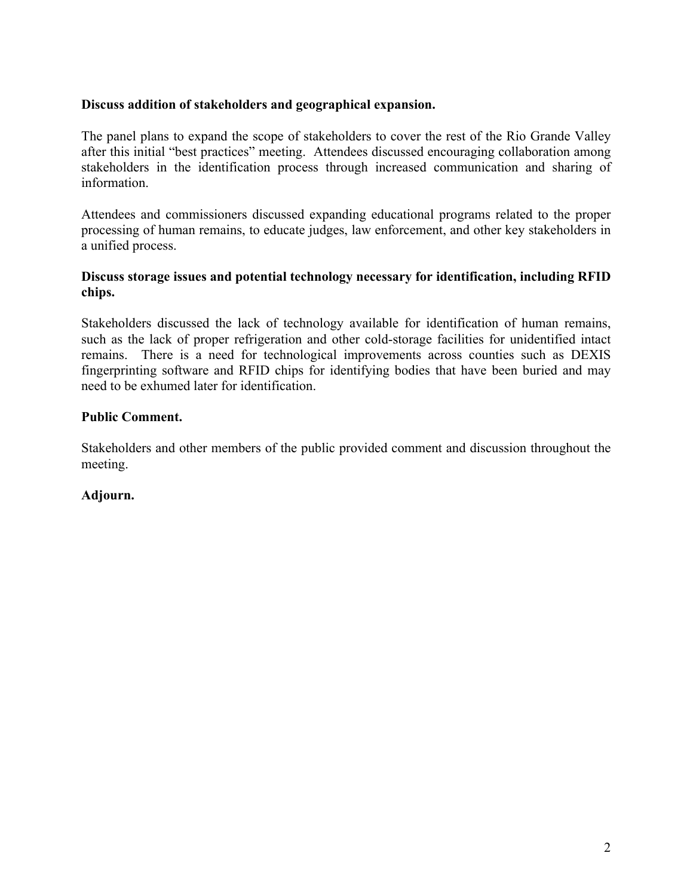**Discuss addition of stakeholders and geographical expansion.**

The panel plans to expand the scope of stakeholders to cover the rest of the Rio Grande Valley after this initial "best practices" meeting. Attendees discussed encouraging collaboration among stakeholders in the identification process through increased communication and sharing of information.

Attendees and commissioners discussed expanding educational programs related to the proper processing of human remains, to educate judges, law enforcement, and other key stakeholders in a unified process.

**Discuss storage issues and potential technology necessary for identification, including RFID chips.**

Stakeholders discussed the lack of technology available for identification of human remains, such as the lack of proper refrigeration and other cold-storage facilities for unidentified intact remains. There is a need for technological improvements across counties such as DEXIS fingerprinting software and RFID chips for identifying bodies that have been buried and may need to be exhumed later for identification.

**Public Comment.**

Stakeholders and other members of the public provided comment and discussion throughout the meeting.

**Adjourn.**